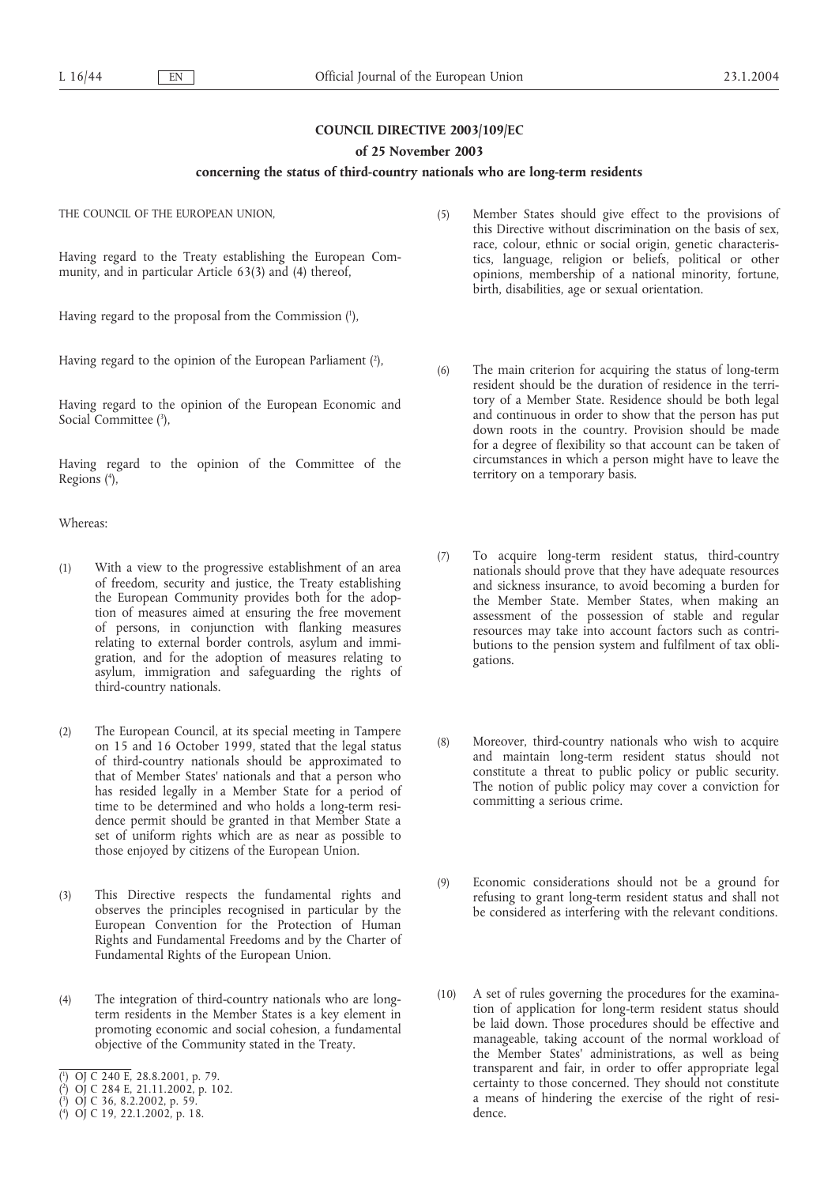# COUNCIL DIRECTIVE 2003/109/EC

## of 25 November 2003

## concerning the status of third-country nationals who are long-term residents

THE COUNCIL OF THE EUROPEAN UNION,

Having regard to the Treaty establishing the European Community, and in particular Article 63(3) and (4) thereof,

Having regard to the proposal from the Commission [1],

Having regard to the opinion of the European Parliament [2],

Having regard to the opinion of the European Economic and Social Committee [3],

Having regard to the opinion of the Committee of the Regions [4],

Whereas:

(1) With a view to the progressive establishment of an area of freedom, security and justice, the Treaty establishing the European Community provides both for the adoption of measures aimed at ensuring the free movement of persons, in conjunction with flanking measures relating to external border controls, asylum and immigration, and for the adoption of measures relating to asylum, immigration and safeguarding the rights of third-country nationals.

(2) The European Council, at its special meeting in Tampere on 15 and 16 October 1999, stated that the legal status of third-country nationals should be approximated to that of Member States' nationals and that a person who has resided legally in a Member State for a period of time to be determined and who holds a long-term residence permit should be granted in that Member State a set of uniform rights which are as near as possible to those enjoyed by citizens of the European Union.

(3) This Directive respects the fundamental rights and observes the principles recognised in particular by the European Convention for the Protection of Human Rights and Fundamental Freedoms and by the Charter of Fundamental Rights of the European Union.

(4) The integration of third-country nationals who are long-term residents in the Member States is a key element in promoting economic and social cohesion, a fundamental objective of the Community stated in the Treaty.

(5) Member States should give effect to the provisions of this Directive without discrimination on the basis of sex, race, colour, ethnic or social origin, genetic characteristics, language, religion or beliefs, political or other opinions, membership of a national minority, fortune, birth, disabilities, age or sexual orientation.

(6) The main criterion for acquiring the status of long-term resident should be the duration of residence in the territory of a Member State. Residence should be both legal and continuous in order to show that the person has put down roots in the country. Provision should be made for a degree of flexibility so that account can be taken of circumstances in which a person might have to leave the territory on a temporary basis.

(7) To acquire long-term resident status, third-country nationals should prove that they have adequate resources and sickness insurance, to avoid becoming a burden for the Member State. Member States, when making an assessment of the possession of stable and regular resources may take into account factors such as contributions to the pension system and fulfilment of tax obligations.

(8) Moreover, third-country nationals who wish to acquire and maintain long-term resident status should not constitute a threat to public policy or public security. The notion of public policy may cover a conviction for committing a serious crime.

(9) Economic considerations should not be a ground for refusing to grant long-term resident status and shall not be considered as interfering with the relevant conditions.

(10) A set of rules governing the procedures for the examination of application for long-term resident status should be laid down. Those procedures should be effective and manageable, taking account of the normal workload of the Member States' administrations, as well as being transparent and fair, in order to offer appropriate legal certainty to those concerned. They should not constitute a means of hindering the exercise of the right of residence.

---

[1] OJ C 240 E, 28.8.2001, p. 79.
[2] OJ C 284 E, 21.11.2002, p. 102.
[3] OJ C 36, 8.2.2002, p. 59.
[4] OJ C 19, 22.1.2002, p. 18.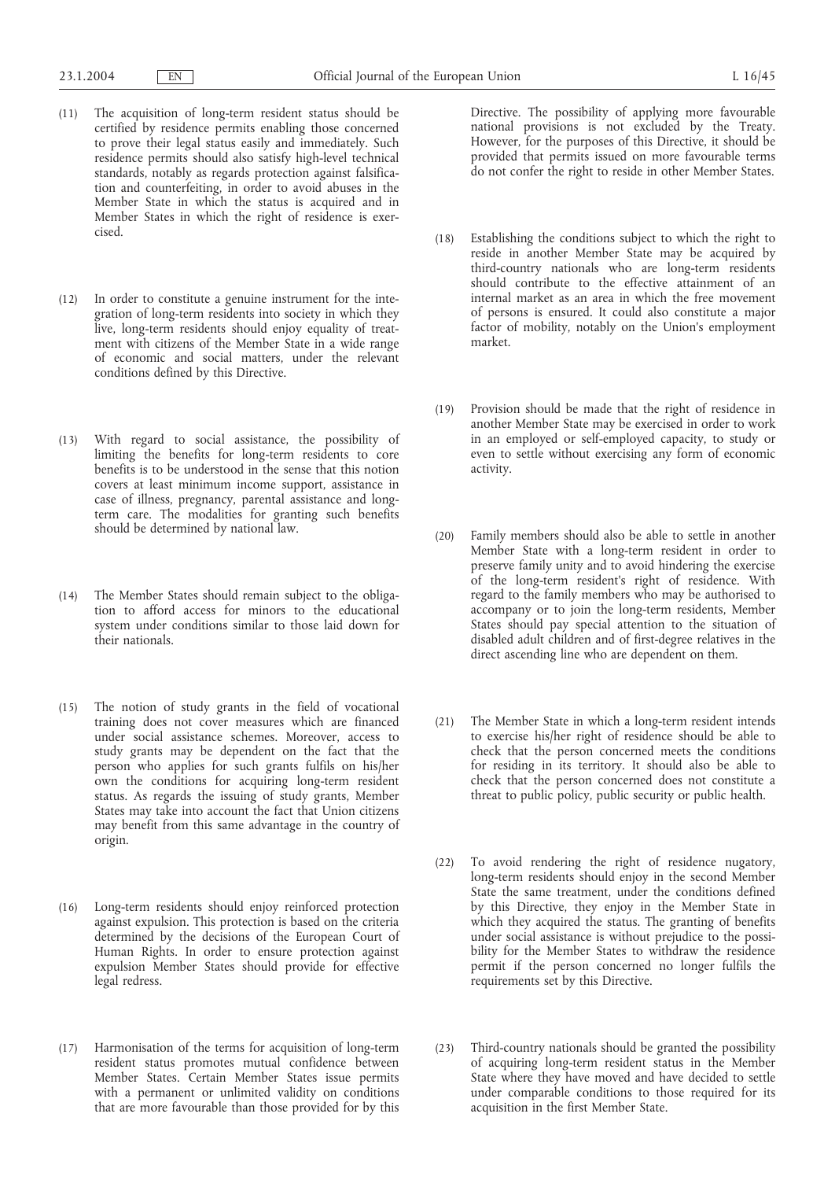(11) The acquisition of long-term resident status should be certified by residence permits enabling those concerned to prove their legal status easily and immediately. Such residence permits should also satisfy high-level technical standards, notably as regards protection against falsification and counterfeiting, in order to avoid abuses in the Member State in which the status is acquired and in Member States in which the right of residence is exercised.

(12) In order to constitute a genuine instrument for the integration of long-term residents into society in which they live, long-term residents should enjoy equality of treatment with citizens of the Member State in a wide range of economic and social matters, under the relevant conditions defined by this Directive.

(13) With regard to social assistance, the possibility of limiting the benefits for long-term residents to core benefits is to be understood in the sense that this notion covers at least minimum income support, assistance in case of illness, pregnancy, parental assistance and long-term care. The modalities for granting such benefits should be determined by national law.

(14) The Member States should remain subject to the obligation to afford access for minors to the educational system under conditions similar to those laid down for their nationals.

(15) The notion of study grants in the field of vocational training does not cover measures which are financed under social assistance schemes. Moreover, access to study grants may be dependent on the fact that the person who applies for such grants fulfils on his/her own the conditions for acquiring long-term resident status. As regards the issuing of study grants, Member States may take into account the fact that Union citizens may benefit from this same advantage in the country of origin.

(16) Long-term residents should enjoy reinforced protection against expulsion. This protection is based on the criteria determined by the decisions of the European Court of Human Rights. In order to ensure protection against expulsion Member States should provide for effective legal redress.

(17) Harmonisation of the terms for acquisition of long-term resident status promotes mutual confidence between Member States. Certain Member States issue permits with a permanent or unlimited validity on conditions that are more favourable than those provided for by this Directive. The possibility of applying more favourable national provisions is not excluded by the Treaty. However, for the purposes of this Directive, it should be provided that permits issued on more favourable terms do not confer the right to reside in other Member States.

(18) Establishing the conditions subject to which the right to reside in another Member State may be acquired by third-country nationals who are long-term residents should contribute to the effective attainment of an internal market as an area in which the free movement of persons is ensured. It could also constitute a major factor of mobility, notably on the Union's employment market.

(19) Provision should be made that the right of residence in another Member State may be exercised in order to work in an employed or self-employed capacity, to study or even to settle without exercising any form of economic activity.

(20) Family members should also be able to settle in another Member State with a long-term resident in order to preserve family unity and to avoid hindering the exercise of the long-term resident's right of residence. With regard to the family members who may be authorised to accompany or to join the long-term residents, Member States should pay special attention to the situation of disabled adult children and of first-degree relatives in the direct ascending line who are dependent on them.

(21) The Member State in which a long-term resident intends to exercise his/her right of residence should be able to check that the person concerned meets the conditions for residing in its territory. It should also be able to check that the person concerned does not constitute a threat to public policy, public security or public health.

(22) To avoid rendering the right of residence nugatory, long-term residents should enjoy in the second Member State the same treatment, under the conditions defined by this Directive, they enjoy in the Member State in which they acquired the status. The granting of benefits under social assistance is without prejudice to the possibility for the Member States to withdraw the residence permit if the person concerned no longer fulfils the requirements set by this Directive.

(23) Third-country nationals should be granted the possibility of acquiring long-term resident status in the Member State where they have moved and have decided to settle under comparable conditions to those required for its acquisition in the first Member State.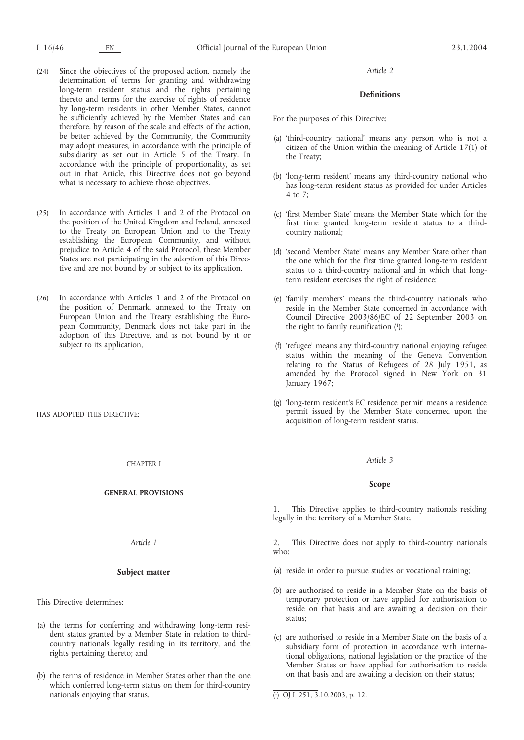(24) Since the objectives of the proposed action, namely the determination of terms for granting and withdrawing long-term resident status and the rights pertaining thereto and terms for the exercise of rights of residence by long-term residents in other Member States, cannot be sufficiently achieved by the Member States and can therefore, by reason of the scale and effects of the action, be better achieved by the Community, the Community may adopt measures, in accordance with the principle of subsidiarity as set out in Article 5 of the Treaty. In accordance with the principle of proportionality, as set out in that Article, this Directive does not go beyond what is necessary to achieve those objectives.

(25) In accordance with Articles 1 and 2 of the Protocol on the position of the United Kingdom and Ireland, annexed to the Treaty on European Union and to the Treaty establishing the European Community, and without prejudice to Article 4 of the said Protocol, these Member States are not participating in the adoption of this Directive and are not bound by or subject to its application.

(26) In accordance with Articles 1 and 2 of the Protocol on the position of Denmark, annexed to the Treaty on European Union and the Treaty establishing the European Community, Denmark does not take part in the adoption of this Directive, and is not bound by it or subject to its application,

HAS ADOPTED THIS DIRECTIVE:

CHAPTER I

**GENERAL PROVISIONS**

*Article 1*

**Subject matter**

This Directive determines:

(a) the terms for conferring and withdrawing long-term resident status granted by a Member State in relation to third-country nationals legally residing in its territory, and the rights pertaining thereto; and

(b) the terms of residence in Member States other than the one which conferred long-term status on them for third-country nationals enjoying that status.

*Article 2*

**Definitions**

For the purposes of this Directive:

(a) 'third-country national' means any person who is not a citizen of the Union within the meaning of Article 17(1) of the Treaty;

(b) 'long-term resident' means any third-country national who has long-term resident status as provided for under Articles 4 to 7;

(c) 'first Member State' means the Member State which for the first time granted long-term resident status to a third-country national;

(d) 'second Member State' means any Member State other than the one which for the first time granted long-term resident status to a third-country national and in which that long-term resident exercises the right of residence;

(e) 'family members' means the third-country nationals who reside in the Member State concerned in accordance with Council Directive 2003/86/EC of 22 September 2003 on the right to family reunification [1];

(f) 'refugee' means any third-country national enjoying refugee status within the meaning of the Geneva Convention relating to the Status of Refugees of 28 July 1951, as amended by the Protocol signed in New York on 31 January 1967;

(g) 'long-term resident's EC residence permit' means a residence permit issued by the Member State concerned upon the acquisition of long-term resident status.

*Article 3*

**Scope**

1. This Directive applies to third-country nationals residing legally in the territory of a Member State.

2. This Directive does not apply to third-country nationals who:

(a) reside in order to pursue studies or vocational training;

(b) are authorised to reside in a Member State on the basis of temporary protection or have applied for authorisation to reside on that basis and are awaiting a decision on their status;

(c) are authorised to reside in a Member State on the basis of a subsidiary form of protection in accordance with international obligations, national legislation or the practice of the Member States or have applied for authorisation to reside on that basis and are awaiting a decision on their status;

---

[1] OJ L 251, 3.10.2003, p. 12.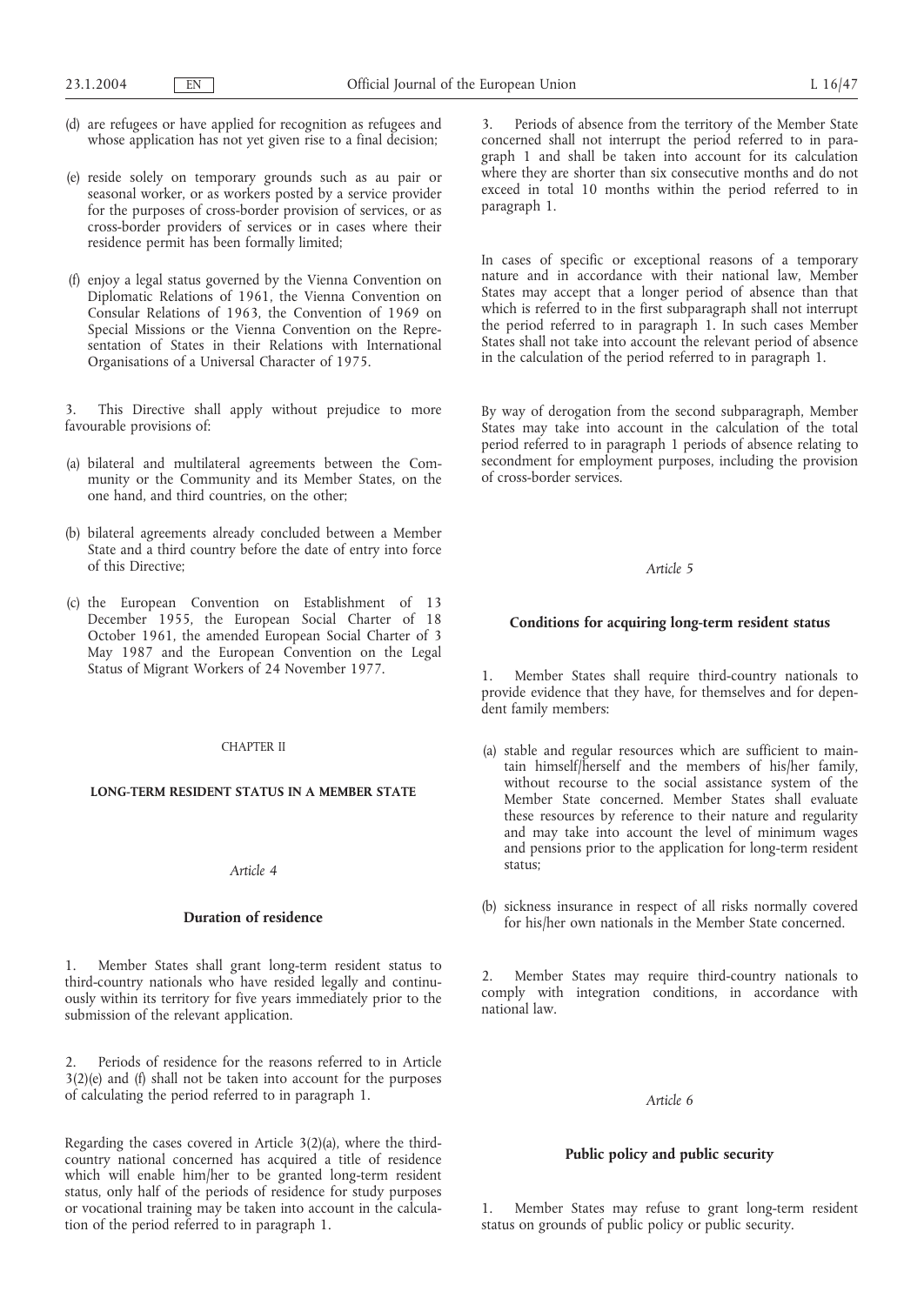(d) are refugees or have applied for recognition as refugees and whose application has not yet given rise to a final decision;

(e) reside solely on temporary grounds such as au pair or seasonal worker, or as workers posted by a service provider for the purposes of cross-border provision of services, or as cross-border providers of services or in cases where their residence permit has been formally limited;

(f) enjoy a legal status governed by the Vienna Convention on Diplomatic Relations of 1961, the Vienna Convention on Consular Relations of 1963, the Convention of 1969 on Special Missions or the Vienna Convention on the Representation of States in their Relations with International Organisations of a Universal Character of 1975.

3. This Directive shall apply without prejudice to more favourable provisions of:

(a) bilateral and multilateral agreements between the Community or the Community and its Member States, on the one hand, and third countries, on the other;

(b) bilateral agreements already concluded between a Member State and a third country before the date of entry into force of this Directive;

(c) the European Convention on Establishment of 13 December 1955, the European Social Charter of 18 October 1961, the amended European Social Charter of 3 May 1987 and the European Convention on the Legal Status of Migrant Workers of 24 November 1977.

CHAPTER II

**LONG-TERM RESIDENT STATUS IN A MEMBER STATE**

*Article 4*

**Duration of residence**

1. Member States shall grant long-term resident status to third-country nationals who have resided legally and continuously within its territory for five years immediately prior to the submission of the relevant application.

2. Periods of residence for the reasons referred to in Article 3(2)(e) and (f) shall not be taken into account for the purposes of calculating the period referred to in paragraph 1.

Regarding the cases covered in Article 3(2)(a), where the third-country national concerned has acquired a title of residence which will enable him/her to be granted long-term resident status, only half of the periods of residence for study purposes or vocational training may be taken into account in the calculation of the period referred to in paragraph 1.

3. Periods of absence from the territory of the Member State concerned shall not interrupt the period referred to in paragraph 1 and shall be taken into account for its calculation where they are shorter than six consecutive months and do not exceed in total 10 months within the period referred to in paragraph 1.

In cases of specific or exceptional reasons of a temporary nature and in accordance with their national law, Member States may accept that a longer period of absence than that which is referred to in the first subparagraph shall not interrupt the period referred to in paragraph 1. In such cases Member States shall not take into account the relevant period of absence in the calculation of the period referred to in paragraph 1.

By way of derogation from the second subparagraph, Member States may take into account in the calculation of the total period referred to in paragraph 1 periods of absence relating to secondment for employment purposes, including the provision of cross-border services.

*Article 5*

**Conditions for acquiring long-term resident status**

1. Member States shall require third-country nationals to provide evidence that they have, for themselves and for dependent family members:

(a) stable and regular resources which are sufficient to maintain himself/herself and the members of his/her family, without recourse to the social assistance system of the Member State concerned. Member States shall evaluate these resources by reference to their nature and regularity and may take into account the level of minimum wages and pensions prior to the application for long-term resident status;

(b) sickness insurance in respect of all risks normally covered for his/her own nationals in the Member State concerned.

2. Member States may require third-country nationals to comply with integration conditions, in accordance with national law.

*Article 6*

**Public policy and public security**

1. Member States may refuse to grant long-term resident status on grounds of public policy or public security.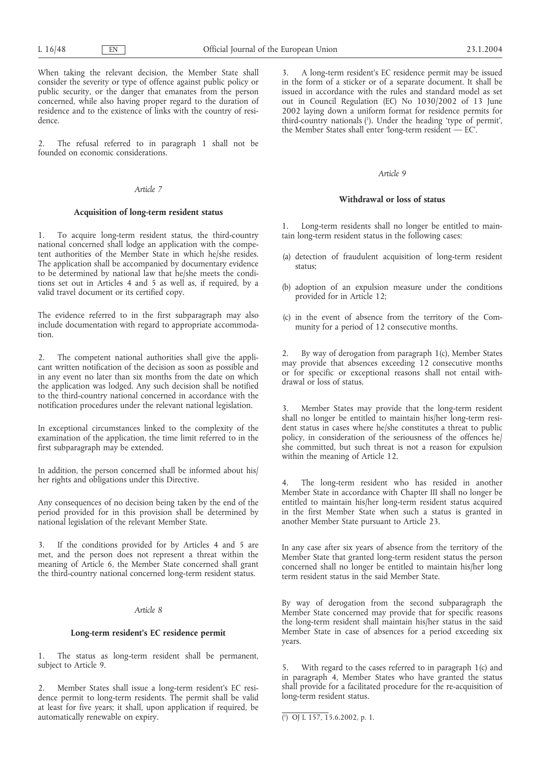When taking the relevant decision, the Member State shall consider the severity or type of offence against public policy or public security, or the danger that emanates from the person concerned, while also having proper regard to the duration of residence and to the existence of links with the country of residence.

2. The refusal referred to in paragraph 1 shall not be founded on economic considerations.

*Article 7*

**Acquisition of long-term resident status**

1. To acquire long-term resident status, the third-country national concerned shall lodge an application with the competent authorities of the Member State in which he/she resides. The application shall be accompanied by documentary evidence to be determined by national law that he/she meets the conditions set out in Articles 4 and 5 as well as, if required, by a valid travel document or its certified copy.

The evidence referred to in the first subparagraph may also include documentation with regard to appropriate accommodation.

2. The competent national authorities shall give the applicant written notification of the decision as soon as possible and in any event no later than six months from the date on which the application was lodged. Any such decision shall be notified to the third-country national concerned in accordance with the notification procedures under the relevant national legislation.

In exceptional circumstances linked to the complexity of the examination of the application, the time limit referred to in the first subparagraph may be extended.

In addition, the person concerned shall be informed about his/her rights and obligations under this Directive.

Any consequences of no decision being taken by the end of the period provided for in this provision shall be determined by national legislation of the relevant Member State.

3. If the conditions provided for by Articles 4 and 5 are met, and the person does not represent a threat within the meaning of Article 6, the Member State concerned shall grant the third-country national concerned long-term resident status.

*Article 8*

**Long-term resident's EC residence permit**

1. The status as long-term resident shall be permanent, subject to Article 9.

2. Member States shall issue a long-term resident's EC residence permit to long-term residents. The permit shall be valid at least for five years; it shall, upon application if required, be automatically renewable on expiry.

3. A long-term resident's EC residence permit may be issued in the form of a sticker or of a separate document. It shall be issued in accordance with the rules and standard model as set out in Council Regulation (EC) No 1030/2002 of 13 June 2002 laying down a uniform format for residence permits for third-country nationals [1]. Under the heading 'type of permit', the Member States shall enter 'long-term resident — EC'.

*Article 9*

**Withdrawal or loss of status**

1. Long-term residents shall no longer be entitled to maintain long-term resident status in the following cases:

(a) detection of fraudulent acquisition of long-term resident status;

(b) adoption of an expulsion measure under the conditions provided for in Article 12;

(c) in the event of absence from the territory of the Community for a period of 12 consecutive months.

2. By way of derogation from paragraph 1(c), Member States may provide that absences exceeding 12 consecutive months or for specific or exceptional reasons shall not entail withdrawal or loss of status.

3. Member States may provide that the long-term resident shall no longer be entitled to maintain his/her long-term resident status in cases where he/she constitutes a threat to public policy, in consideration of the seriousness of the offences he/she committed, but such threat is not a reason for expulsion within the meaning of Article 12.

4. The long-term resident who has resided in another Member State in accordance with Chapter III shall no longer be entitled to maintain his/her long-term resident status acquired in the first Member State when such a status is granted in another Member State pursuant to Article 23.

In any case after six years of absence from the territory of the Member State that granted long-term resident status the person concerned shall no longer be entitled to maintain his/her long term resident status in the said Member State.

By way of derogation from the second subparagraph the Member State concerned may provide that for specific reasons the long-term resident shall maintain his/her status in the said Member State in case of absences for a period exceeding six years.

5. With regard to the cases referred to in paragraph 1(c) and in paragraph 4, Member States who have granted the status shall provide for a facilitated procedure for the re-acquisition of long-term resident status.

---

[1] OJ L 157, 15.6.2002, p. 1.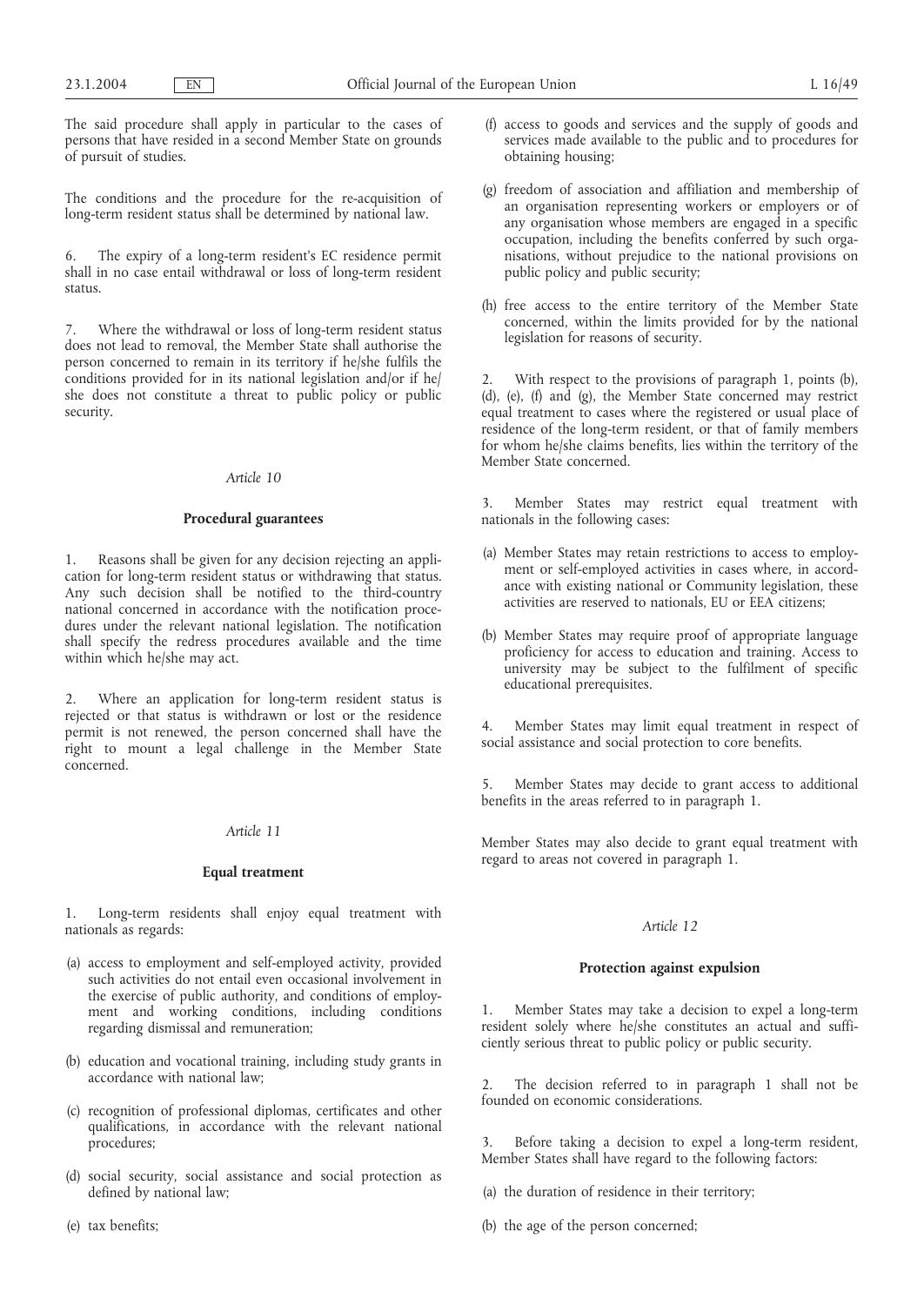The said procedure shall apply in particular to the cases of persons that have resided in a second Member State on grounds of pursuit of studies.

The conditions and the procedure for the re-acquisition of long-term resident status shall be determined by national law.

6. The expiry of a long-term resident's EC residence permit shall in no case entail withdrawal or loss of long-term resident status.

7. Where the withdrawal or loss of long-term resident status does not lead to removal, the Member State shall authorise the person concerned to remain in its territory if he/she fulfils the conditions provided for in its national legislation and/or if he/she does not constitute a threat to public policy or public security.

*Article 10*

**Procedural guarantees**

1. Reasons shall be given for any decision rejecting an application for long-term resident status or withdrawing that status. Any such decision shall be notified to the third-country national concerned in accordance with the notification procedures under the relevant national legislation. The notification shall specify the redress procedures available and the time within which he/she may act.

2. Where an application for long-term resident status is rejected or that status is withdrawn or lost or the residence permit is not renewed, the person concerned shall have the right to mount a legal challenge in the Member State concerned.

*Article 11*

**Equal treatment**

1. Long-term residents shall enjoy equal treatment with nationals as regards:

(a) access to employment and self-employed activity, provided such activities do not entail even occasional involvement in the exercise of public authority, and conditions of employment and working conditions, including conditions regarding dismissal and remuneration;

(b) education and vocational training, including study grants in accordance with national law;

(c) recognition of professional diplomas, certificates and other qualifications, in accordance with the relevant national procedures;

(d) social security, social assistance and social protection as defined by national law;

(e) tax benefits;

(f) access to goods and services and the supply of goods and services made available to the public and to procedures for obtaining housing;

(g) freedom of association and affiliation and membership of an organisation representing workers or employers or of any organisation whose members are engaged in a specific occupation, including the benefits conferred by such organisations, without prejudice to the national provisions on public policy and public security;

(h) free access to the entire territory of the Member State concerned, within the limits provided for by the national legislation for reasons of security.

2. With respect to the provisions of paragraph 1, points (b), (d), (e), (f) and (g), the Member State concerned may restrict equal treatment to cases where the registered or usual place of residence of the long-term resident, or that of family members for whom he/she claims benefits, lies within the territory of the Member State concerned.

3. Member States may restrict equal treatment with nationals in the following cases:

(a) Member States may retain restrictions to access to employment or self-employed activities in cases where, in accordance with existing national or Community legislation, these activities are reserved to nationals, EU or EEA citizens;

(b) Member States may require proof of appropriate language proficiency for access to education and training. Access to university may be subject to the fulfilment of specific educational prerequisites.

4. Member States may limit equal treatment in respect of social assistance and social protection to core benefits.

5. Member States may decide to grant access to additional benefits in the areas referred to in paragraph 1.

Member States may also decide to grant equal treatment with regard to areas not covered in paragraph 1.

*Article 12*

**Protection against expulsion**

1. Member States may take a decision to expel a long-term resident solely where he/she constitutes an actual and sufficiently serious threat to public policy or public security.

2. The decision referred to in paragraph 1 shall not be founded on economic considerations.

3. Before taking a decision to expel a long-term resident, Member States shall have regard to the following factors:

(a) the duration of residence in their territory;

(b) the age of the person concerned;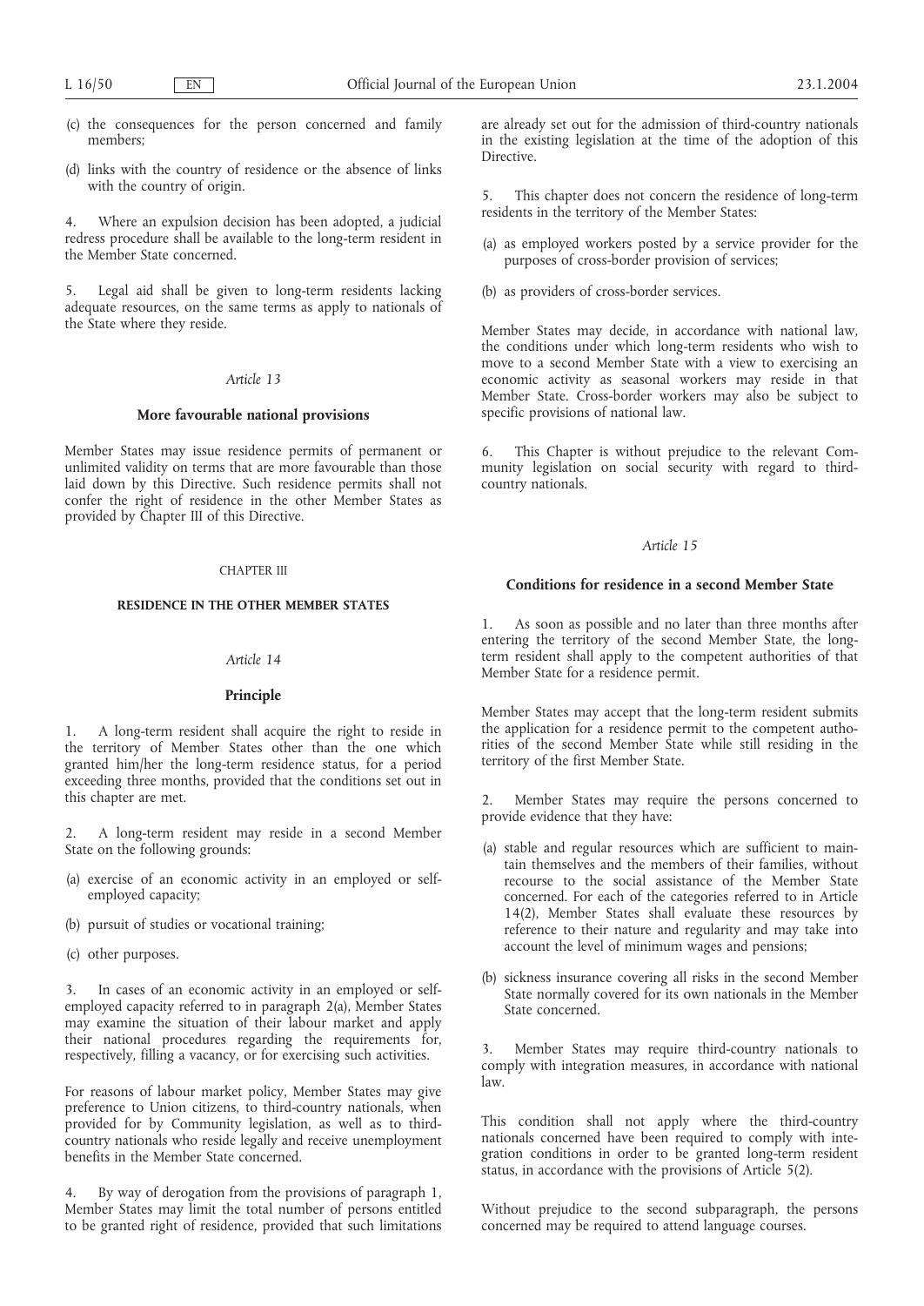(c) the consequences for the person concerned and family members;

(d) links with the country of residence or the absence of links with the country of origin.

4. Where an expulsion decision has been adopted, a judicial redress procedure shall be available to the long-term resident in the Member State concerned.

5. Legal aid shall be given to long-term residents lacking adequate resources, on the same terms as apply to nationals of the State where they reside.

*Article 13*

**More favourable national provisions**

Member States may issue residence permits of permanent or unlimited validity on terms that are more favourable than those laid down by this Directive. Such residence permits shall not confer the right of residence in the other Member States as provided by Chapter III of this Directive.

CHAPTER III

**RESIDENCE IN THE OTHER MEMBER STATES**

*Article 14*

**Principle**

1. A long-term resident shall acquire the right to reside in the territory of Member States other than the one which granted him/her the long-term residence status, for a period exceeding three months, provided that the conditions set out in this chapter are met.

2. A long-term resident may reside in a second Member State on the following grounds:

(a) exercise of an economic activity in an employed or self-employed capacity;

(b) pursuit of studies or vocational training;

(c) other purposes.

3. In cases of an economic activity in an employed or self-employed capacity referred to in paragraph 2(a), Member States may examine the situation of their labour market and apply their national procedures regarding the requirements for, respectively, filling a vacancy, or for exercising such activities.

For reasons of labour market policy, Member States may give preference to Union citizens, to third-country nationals, when provided for by Community legislation, as well as to third-country nationals who reside legally and receive unemployment benefits in the Member State concerned.

4. By way of derogation from the provisions of paragraph 1, Member States may limit the total number of persons entitled to be granted right of residence, provided that such limitations are already set out for the admission of third-country nationals in the existing legislation at the time of the adoption of this Directive.

5. This chapter does not concern the residence of long-term residents in the territory of the Member States:

(a) as employed workers posted by a service provider for the purposes of cross-border provision of services;

(b) as providers of cross-border services.

Member States may decide, in accordance with national law, the conditions under which long-term residents who wish to move to a second Member State with a view to exercising an economic activity as seasonal workers may reside in that Member State. Cross-border workers may also be subject to specific provisions of national law.

6. This Chapter is without prejudice to the relevant Community legislation on social security with regard to third-country nationals.

*Article 15*

**Conditions for residence in a second Member State**

1. As soon as possible and no later than three months after entering the territory of the second Member State, the long-term resident shall apply to the competent authorities of that Member State for a residence permit.

Member States may accept that the long-term resident submits the application for a residence permit to the competent authorities of the second Member State while still residing in the territory of the first Member State.

2. Member States may require the persons concerned to provide evidence that they have:

(a) stable and regular resources which are sufficient to maintain themselves and the members of their families, without recourse to the social assistance of the Member State concerned. For each of the categories referred to in Article 14(2), Member States shall evaluate these resources by reference to their nature and regularity and may take into account the level of minimum wages and pensions;

(b) sickness insurance covering all risks in the second Member State normally covered for its own nationals in the Member State concerned.

3. Member States may require third-country nationals to comply with integration measures, in accordance with national law.

This condition shall not apply where the third-country nationals concerned have been required to comply with integration conditions in order to be granted long-term resident status, in accordance with the provisions of Article 5(2).

Without prejudice to the second subparagraph, the persons concerned may be required to attend language courses.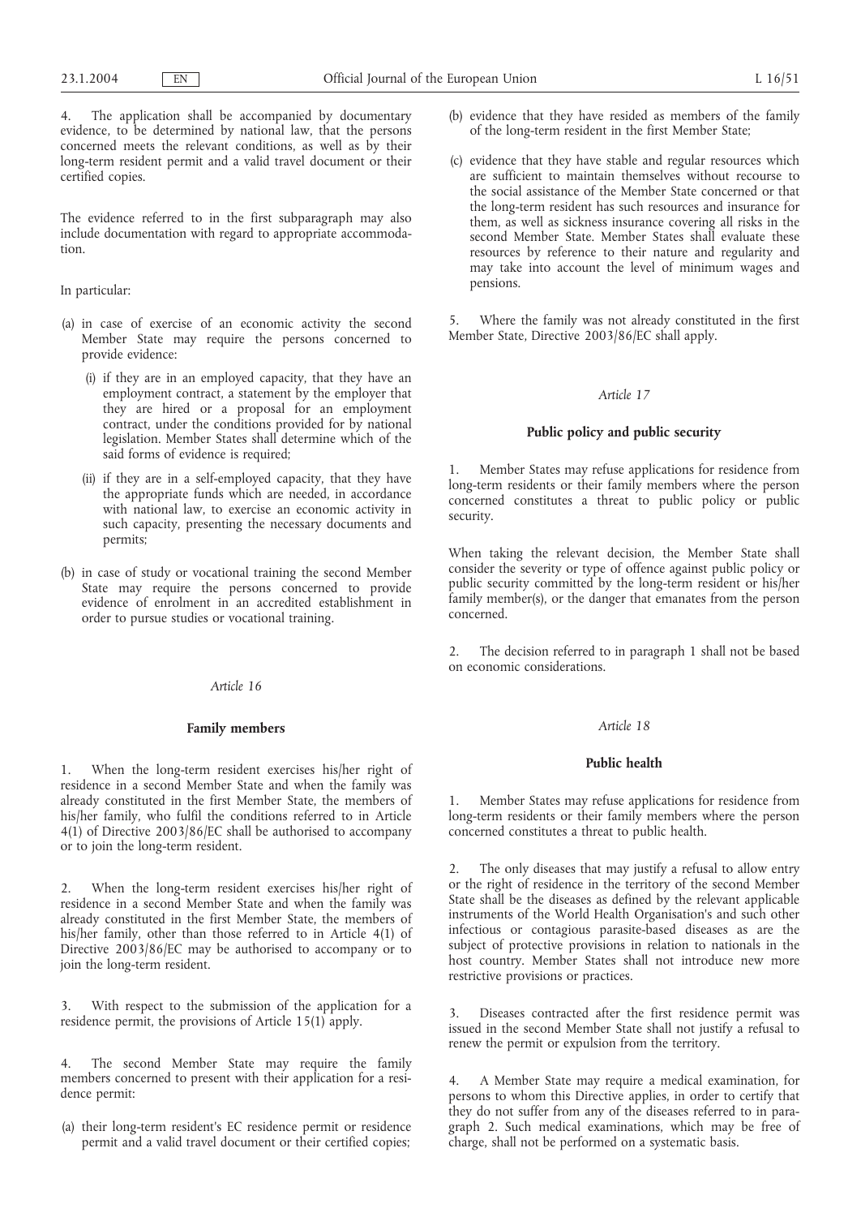4. The application shall be accompanied by documentary evidence, to be determined by national law, that the persons concerned meets the relevant conditions, as well as by their long-term resident permit and a valid travel document or their certified copies.

The evidence referred to in the first subparagraph may also include documentation with regard to appropriate accommodation.

In particular:

(a) in case of exercise of an economic activity the second Member State may require the persons concerned to provide evidence:

   (i) if they are in an employed capacity, that they have an employment contract, a statement by the employer that they are hired or a proposal for an employment contract, under the conditions provided for by national legislation. Member States shall determine which of the said forms of evidence is required;

   (ii) if they are in a self-employed capacity, that they have the appropriate funds which are needed, in accordance with national law, to exercise an economic activity in such capacity, presenting the necessary documents and permits;

(b) in case of study or vocational training the second Member State may require the persons concerned to provide evidence of enrolment in an accredited establishment in order to pursue studies or vocational training.

*Article 16*

**Family members**

1. When the long-term resident exercises his/her right of residence in a second Member State and when the family was already constituted in the first Member State, the members of his/her family, who fulfil the conditions referred to in Article 4(1) of Directive 2003/86/EC shall be authorised to accompany or to join the long-term resident.

2. When the long-term resident exercises his/her right of residence in a second Member State and when the family was already constituted in the first Member State, the members of his/her family, other than those referred to in Article 4(1) of Directive 2003/86/EC may be authorised to accompany or to join the long-term resident.

3. With respect to the submission of the application for a residence permit, the provisions of Article 15(1) apply.

4. The second Member State may require the family members concerned to present with their application for a residence permit:

(a) their long-term resident's EC residence permit or residence permit and a valid travel document or their certified copies;

(b) evidence that they have resided as members of the family of the long-term resident in the first Member State;

(c) evidence that they have stable and regular resources which are sufficient to maintain themselves without recourse to the social assistance of the Member State concerned or that the long-term resident has such resources and insurance for them, as well as sickness insurance covering all risks in the second Member State. Member States shall evaluate these resources by reference to their nature and regularity and may take into account the level of minimum wages and pensions.

5. Where the family was not already constituted in the first Member State, Directive 2003/86/EC shall apply.

*Article 17*

**Public policy and public security**

1. Member States may refuse applications for residence from long-term residents or their family members where the person concerned constitutes a threat to public policy or public security.

When taking the relevant decision, the Member State shall consider the severity or type of offence against public policy or public security committed by the long-term resident or his/her family member(s), or the danger that emanates from the person concerned.

2. The decision referred to in paragraph 1 shall not be based on economic considerations.

*Article 18*

**Public health**

1. Member States may refuse applications for residence from long-term residents or their family members where the person concerned constitutes a threat to public health.

2. The only diseases that may justify a refusal to allow entry or the right of residence in the territory of the second Member State shall be the diseases as defined by the relevant applicable instruments of the World Health Organisation's and such other infectious or contagious parasite-based diseases as are the subject of protective provisions in relation to nationals in the host country. Member States shall not introduce new more restrictive provisions or practices.

3. Diseases contracted after the first residence permit was issued in the second Member State shall not justify a refusal to renew the permit or expulsion from the territory.

4. A Member State may require a medical examination, for persons to whom this Directive applies, in order to certify that they do not suffer from any of the diseases referred to in paragraph 2. Such medical examinations, which may be free of charge, shall not be performed on a systematic basis.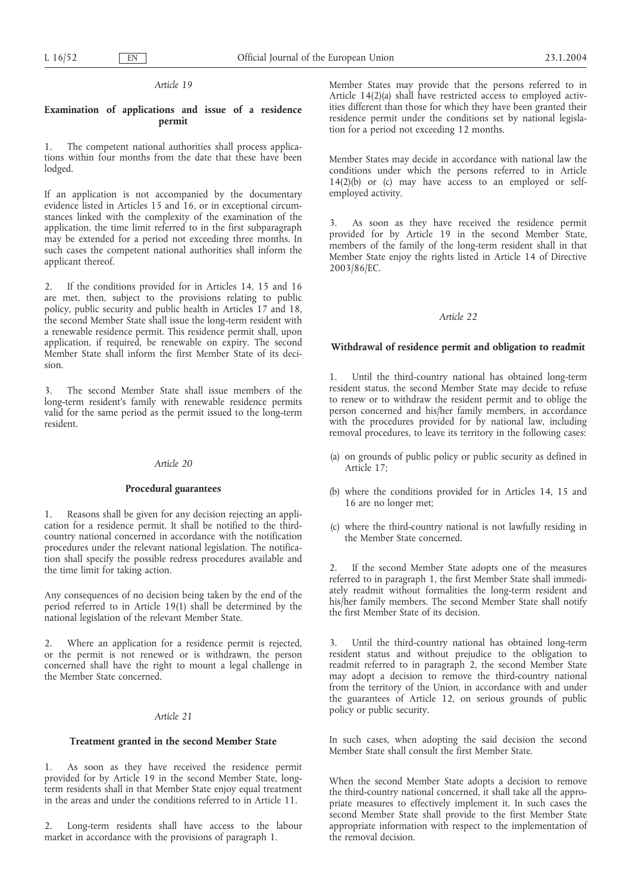*Article 19*

**Examination of applications and issue of a residence permit**

1. The competent national authorities shall process applications within four months from the date that these have been lodged.

If an application is not accompanied by the documentary evidence listed in Articles 15 and 16, or in exceptional circumstances linked with the complexity of the examination of the application, the time limit referred to in the first subparagraph may be extended for a period not exceeding three months. In such cases the competent national authorities shall inform the applicant thereof.

2. If the conditions provided for in Articles 14, 15 and 16 are met, then, subject to the provisions relating to public policy, public security and public health in Articles 17 and 18, the second Member State shall issue the long-term resident with a renewable residence permit. This residence permit shall, upon application, if required, be renewable on expiry. The second Member State shall inform the first Member State of its decision.

3. The second Member State shall issue members of the long-term resident's family with renewable residence permits valid for the same period as the permit issued to the long-term resident.

*Article 20*

**Procedural guarantees**

1. Reasons shall be given for any decision rejecting an application for a residence permit. It shall be notified to the third-country national concerned in accordance with the notification procedures under the relevant national legislation. The notification shall specify the possible redress procedures available and the time limit for taking action.

Any consequences of no decision being taken by the end of the period referred to in Article 19(1) shall be determined by the national legislation of the relevant Member State.

2. Where an application for a residence permit is rejected, or the permit is not renewed or is withdrawn, the person concerned shall have the right to mount a legal challenge in the Member State concerned.

*Article 21*

**Treatment granted in the second Member State**

1. As soon as they have received the residence permit provided for by Article 19 in the second Member State, long-term residents shall in that Member State enjoy equal treatment in the areas and under the conditions referred to in Article 11.

2. Long-term residents shall have access to the labour market in accordance with the provisions of paragraph 1.

Member States may provide that the persons referred to in Article 14(2)(a) shall have restricted access to employed activities different than those for which they have been granted their residence permit under the conditions set by national legislation for a period not exceeding 12 months.

Member States may decide in accordance with national law the conditions under which the persons referred to in Article 14(2)(b) or (c) may have access to an employed or self-employed activity.

3. As soon as they have received the residence permit provided for by Article 19 in the second Member State, members of the family of the long-term resident shall in that Member State enjoy the rights listed in Article 14 of Directive 2003/86/EC.

*Article 22*

**Withdrawal of residence permit and obligation to readmit**

1. Until the third-country national has obtained long-term resident status, the second Member State may decide to refuse to renew or to withdraw the resident permit and to oblige the person concerned and his/her family members, in accordance with the procedures provided for by national law, including removal procedures, to leave its territory in the following cases:

(a) on grounds of public policy or public security as defined in Article 17;

(b) where the conditions provided for in Articles 14, 15 and 16 are no longer met;

(c) where the third-country national is not lawfully residing in the Member State concerned.

2. If the second Member State adopts one of the measures referred to in paragraph 1, the first Member State shall immediately readmit without formalities the long-term resident and his/her family members. The second Member State shall notify the first Member State of its decision.

3. Until the third-country national has obtained long-term resident status and without prejudice to the obligation to readmit referred to in paragraph 2, the second Member State may adopt a decision to remove the third-country national from the territory of the Union, in accordance with and under the guarantees of Article 12, on serious grounds of public policy or public security.

In such cases, when adopting the said decision the second Member State shall consult the first Member State.

When the second Member State adopts a decision to remove the third-country national concerned, it shall take all the appropriate measures to effectively implement it. In such cases the second Member State shall provide to the first Member State appropriate information with respect to the implementation of the removal decision.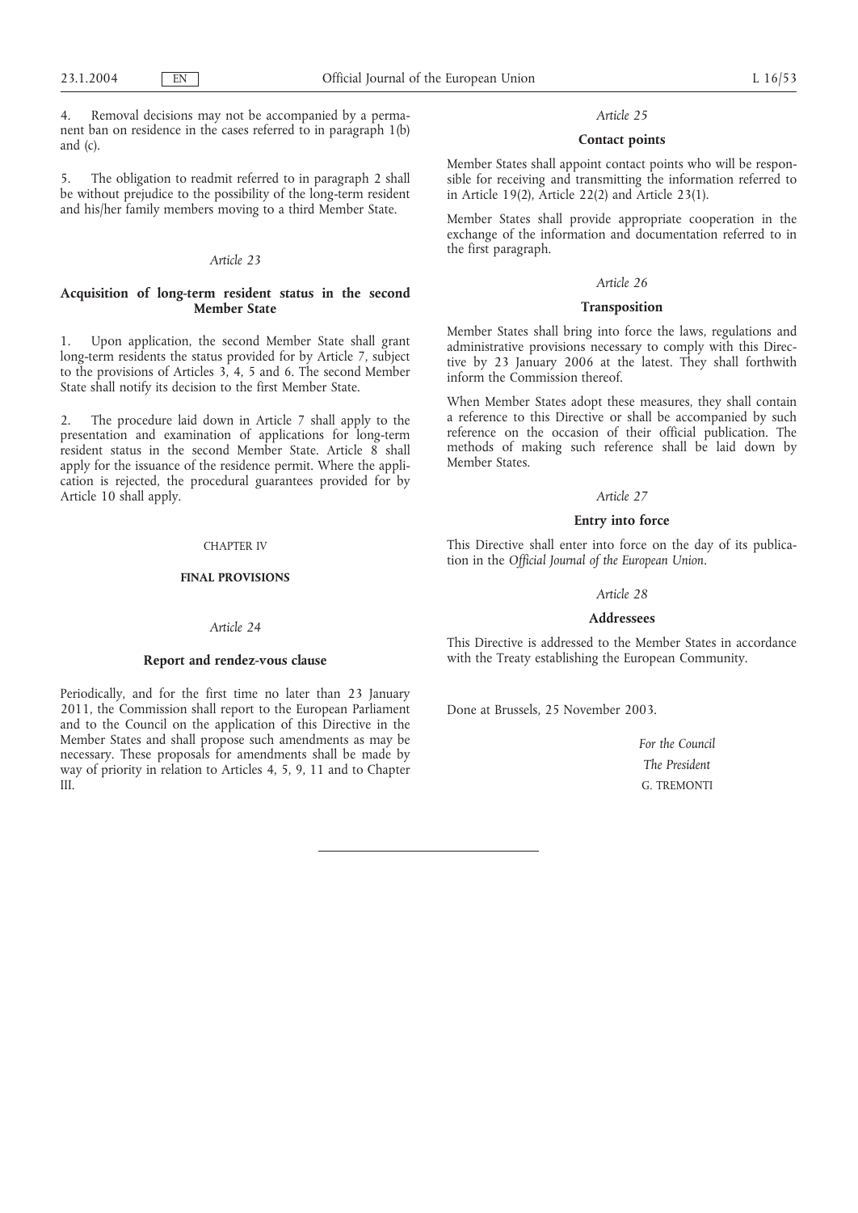4. Removal decisions may not be accompanied by a permanent ban on residence in the cases referred to in paragraph 1(b) and (c).

5. The obligation to readmit referred to in paragraph 2 shall be without prejudice to the possibility of the long-term resident and his/her family members moving to a third Member State.

*Article 23*

**Acquisition of long-term resident status in the second Member State**

1. Upon application, the second Member State shall grant long-term residents the status provided for by Article 7, subject to the provisions of Articles 3, 4, 5 and 6. The second Member State shall notify its decision to the first Member State.

2. The procedure laid down in Article 7 shall apply to the presentation and examination of applications for long-term resident status in the second Member State. Article 8 shall apply for the issuance of the residence permit. Where the application is rejected, the procedural guarantees provided for by Article 10 shall apply.

CHAPTER IV

**FINAL PROVISIONS**

*Article 24*

**Report and rendez-vous clause**

Periodically, and for the first time no later than 23 January 2011, the Commission shall report to the European Parliament and to the Council on the application of this Directive in the Member States and shall propose such amendments as may be necessary. These proposals for amendments shall be made by way of priority in relation to Articles 4, 5, 9, 11 and to Chapter III.

*Article 25*

**Contact points**

Member States shall appoint contact points who will be responsible for receiving and transmitting the information referred to in Article 19(2), Article 22(2) and Article 23(1).

Member States shall provide appropriate cooperation in the exchange of the information and documentation referred to in the first paragraph.

*Article 26*

**Transposition**

Member States shall bring into force the laws, regulations and administrative provisions necessary to comply with this Directive by 23 January 2006 at the latest. They shall forthwith inform the Commission thereof.

When Member States adopt these measures, they shall contain a reference to this Directive or shall be accompanied by such reference on the occasion of their official publication. The methods of making such reference shall be laid down by Member States.

*Article 27*

**Entry into force**

This Directive shall enter into force on the day of its publication in the *Official Journal of the European Union*.

*Article 28*

**Addressees**

This Directive is addressed to the Member States in accordance with the Treaty establishing the European Community.

Done at Brussels, 25 November 2003.

*For the Council*

*The President*

G. TREMONTI